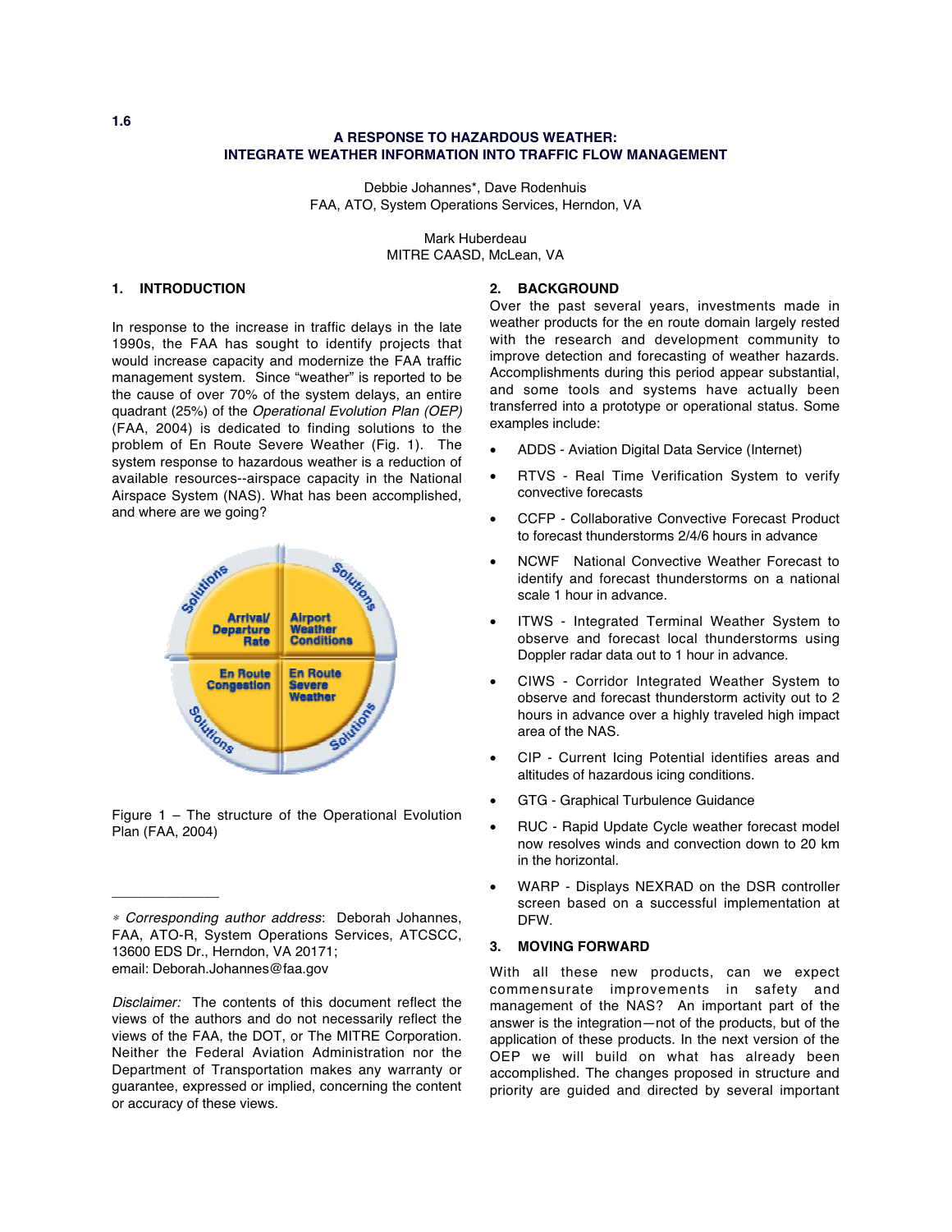1.6

# A RESPONSE TO HAZARDOUS WEATHER: INTEGRATE WEATHER INFORMATION INTO TRAFFIC FLOW MANAGEMENT

Debbie Johannes*, Dave Rodenhuis
FAA, ATO, System Operations Services, Herndon, VA

Mark Huberdeau
MITRE CAASD, McLean, VA

## 1. INTRODUCTION

In response to the increase in traffic delays in the late 1990s, the FAA has sought to identify projects that would increase capacity and modernize the FAA traffic management system. Since "weather" is reported to be the cause of over 70% of the system delays, an entire quadrant (25%) of the *Operational Evolution Plan (OEP)* (FAA, 2004) is dedicated to finding solutions to the problem of En Route Severe Weather (Fig. 1). The system response to hazardous weather is a reduction of available resources--airspace capacity in the National Airspace System (NAS). What has been accomplished, and where are we going?

Figure 1 – The structure of the Operational Evolution Plan (FAA, 2004)

## 2. BACKGROUND

Over the past several years, investments made in weather products for the en route domain largely rested with the research and development community to improve detection and forecasting of weather hazards. Accomplishments during this period appear substantial, and some tools and systems have actually been transferred into a prototype or operational status. Some examples include:

- ADDS - Aviation Digital Data Service (Internet)
- RTVS - Real Time Verification System to verify convective forecasts
- CCFP - Collaborative Convective Forecast Product to forecast thunderstorms 2/4/6 hours in advance
- NCWF National Convective Weather Forecast to identify and forecast thunderstorms on a national scale 1 hour in advance.
- ITWS - Integrated Terminal Weather System to observe and forecast local thunderstorms using Doppler radar data out to 1 hour in advance.
- CIWS - Corridor Integrated Weather System to observe and forecast thunderstorm activity out to 2 hours in advance over a highly traveled high impact area of the NAS.
- CIP - Current Icing Potential identifies areas and altitudes of hazardous icing conditions.
- GTG - Graphical Turbulence Guidance
- RUC - Rapid Update Cycle weather forecast model now resolves winds and convection down to 20 km in the horizontal.
- WARP - Displays NEXRAD on the DSR controller screen based on a successful implementation at DFW.

## 3. MOVING FORWARD

With all these new products, can we expect commensurate improvements in safety and management of the NAS? An important part of the answer is the integration—not of the products, but of the application of these products. In the next version of the OEP we will build on what has already been accomplished. The changes proposed in structure and priority are guided and directed by several important

---

\* *Corresponding author address*: Deborah Johannes, FAA, ATO-R, System Operations Services, ATCSCC, 13600 EDS Dr., Herndon, VA 20171; email: Deborah.Johannes@faa.gov

*Disclaimer:* The contents of this document reflect the views of the authors and do not necessarily reflect the views of the FAA, the DOT, or The MITRE Corporation. Neither the Federal Aviation Administration nor the Department of Transportation makes any warranty or guarantee, expressed or implied, concerning the content or accuracy of these views.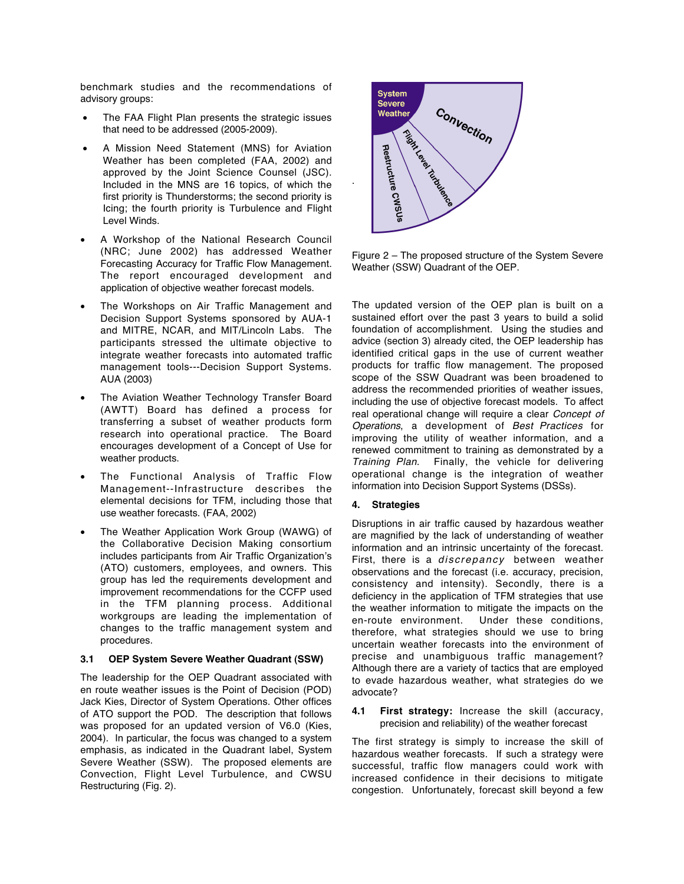benchmark studies and the recommendations of advisory groups:

- The FAA Flight Plan presents the strategic issues that need to be addressed (2005-2009).
- A Mission Need Statement (MNS) for Aviation Weather has been completed (FAA, 2002) and approved by the Joint Science Counsel (JSC). Included in the MNS are 16 topics, of which the first priority is Thunderstorms; the second priority is Icing; the fourth priority is Turbulence and Flight Level Winds.
- A Workshop of the National Research Council (NRC; June 2002) has addressed Weather Forecasting Accuracy for Traffic Flow Management. The report encouraged development and application of objective weather forecast models.
- The Workshops on Air Traffic Management and Decision Support Systems sponsored by AUA-1 and MITRE, NCAR, and MIT/Lincoln Labs. The participants stressed the ultimate objective to integrate weather forecasts into automated traffic management tools---Decision Support Systems. AUA (2003)
- The Aviation Weather Technology Transfer Board (AWTT) Board has defined a process for transferring a subset of weather products form research into operational practice. The Board encourages development of a Concept of Use for weather products.
- The Functional Analysis of Traffic Flow Management--Infrastructure describes the elemental decisions for TFM, including those that use weather forecasts. (FAA, 2002)
- The Weather Application Work Group (WAWG) of the Collaborative Decision Making consortium includes participants from Air Traffic Organization's (ATO) customers, employees, and owners. This group has led the requirements development and improvement recommendations for the CCFP used in the TFM planning process. Additional workgroups are leading the implementation of changes to the traffic management system and procedures.

### 3.1 OEP System Severe Weather Quadrant (SSW)

The leadership for the OEP Quadrant associated with en route weather issues is the Point of Decision (POD) Jack Kies, Director of System Operations. Other offices of ATO support the POD. The description that follows was proposed for an updated version of V6.0 (Kies, 2004). In particular, the focus was changed to a system emphasis, as indicated in the Quadrant label, System Severe Weather (SSW). The proposed elements are Convection, Flight Level Turbulence, and CWSU Restructuring (Fig. 2).

Figure 2 – The proposed structure of the System Severe Weather (SSW) Quadrant of the OEP.

The updated version of the OEP plan is built on a sustained effort over the past 3 years to build a solid foundation of accomplishment. Using the studies and advice (section 3) already cited, the OEP leadership has identified critical gaps in the use of current weather products for traffic flow management. The proposed scope of the SSW Quadrant was been broadened to address the recommended priorities of weather issues, including the use of objective forecast models. To affect real operational change will require a clear *Concept of Operations*, a development of *Best Practices* for improving the utility of weather information, and a renewed commitment to training as demonstrated by a *Training Plan*. Finally, the vehicle for delivering operational change is the integration of weather information into Decision Support Systems (DSSs).

## 4. Strategies

Disruptions in air traffic caused by hazardous weather are magnified by the lack of understanding of weather information and an intrinsic uncertainty of the forecast. First, there is a *discrepancy* between weather observations and the forecast (i.e. accuracy, precision, consistency and intensity). Secondly, there is a deficiency in the application of TFM strategies that use the weather information to mitigate the impacts on the en-route environment. Under these conditions, therefore, what strategies should we use to bring uncertain weather forecasts into the environment of precise and unambiguous traffic management? Although there are a variety of tactics that are employed to evade hazardous weather, what strategies do we advocate?

### 4.1 **First strategy:** Increase the skill (accuracy, precision and reliability) of the weather forecast

The first strategy is simply to increase the skill of hazardous weather forecasts. If such a strategy were successful, traffic flow managers could work with increased confidence in their decisions to mitigate congestion. Unfortunately, forecast skill beyond a few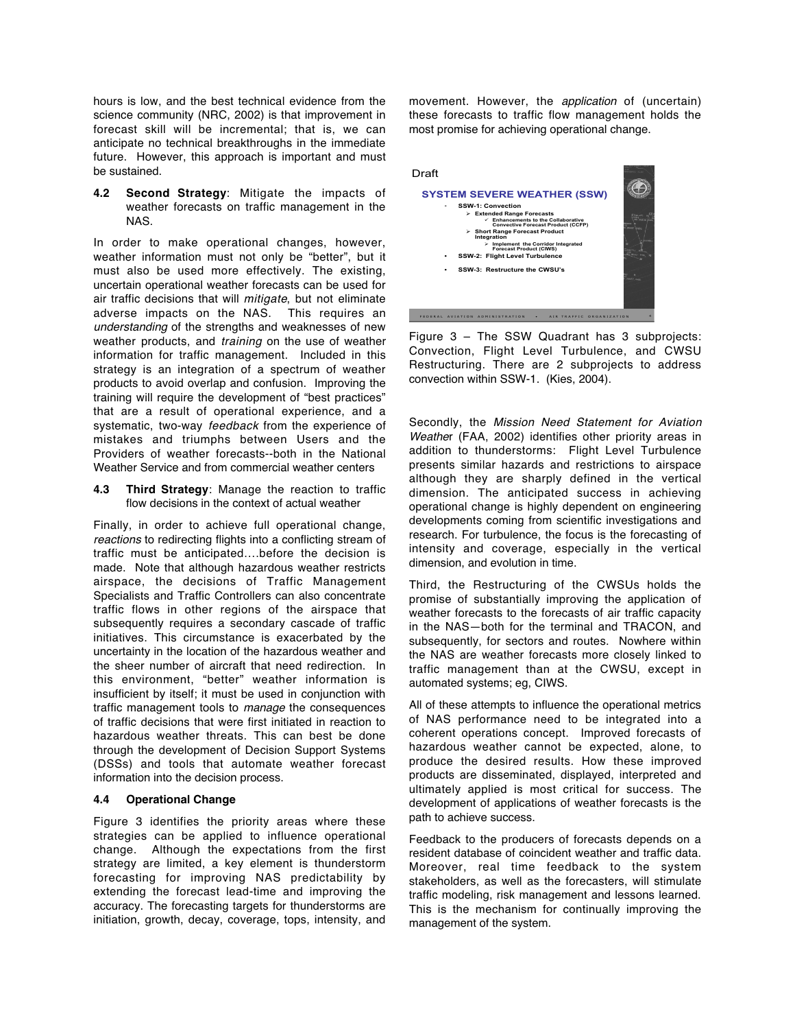hours is low, and the best technical evidence from the science community (NRC, 2002) is that improvement in forecast skill will be incremental; that is, we can anticipate no technical breakthroughs in the immediate future. However, this approach is important and must be sustained.

### 4.2 Second Strategy: Mitigate the impacts of weather forecasts on traffic management in the NAS.

In order to make operational changes, however, weather information must not only be "better", but it must also be used more effectively. The existing, uncertain operational weather forecasts can be used for air traffic decisions that will *mitigate*, but not eliminate adverse impacts on the NAS. This requires an *understanding* of the strengths and weaknesses of new weather products, and *training* on the use of weather information for traffic management. Included in this strategy is an integration of a spectrum of weather products to avoid overlap and confusion. Improving the training will require the development of "best practices" that are a result of operational experience, and a systematic, two-way *feedback* from the experience of mistakes and triumphs between Users and the Providers of weather forecasts--both in the National Weather Service and from commercial weather centers

### 4.3 Third Strategy: Manage the reaction to traffic flow decisions in the context of actual weather

Finally, in order to achieve full operational change, *reactions* to redirecting flights into a conflicting stream of traffic must be anticipated….before the decision is made. Note that although hazardous weather restricts airspace, the decisions of Traffic Management Specialists and Traffic Controllers can also concentrate traffic flows in other regions of the airspace that subsequently requires a secondary cascade of traffic initiatives. This circumstance is exacerbated by the uncertainty in the location of the hazardous weather and the sheer number of aircraft that need redirection. In this environment, "better" weather information is insufficient by itself; it must be used in conjunction with traffic management tools to *manage* the consequences of traffic decisions that were first initiated in reaction to hazardous weather threats. This can best be done through the development of Decision Support Systems (DSSs) and tools that automate weather forecast information into the decision process.

### 4.4 Operational Change

Figure 3 identifies the priority areas where these strategies can be applied to influence operational change. Although the expectations from the first strategy are limited, a key element is thunderstorm forecasting for improving NAS predictability by extending the forecast lead-time and improving the accuracy. The forecasting targets for thunderstorms are initiation, growth, decay, coverage, tops, intensity, and movement. However, the *application* of (uncertain) these forecasts to traffic flow management holds the most promise for achieving operational change.

Draft

**SYSTEM SEVERE WEATHER (SSW)**

- **SSW-1: Convection**
  - **Extended Range Forecasts**
    - **Enhancements to the Collaborative Convective Forecast Product (CCFP)**
  - **Short Range Forecast Product Integration**
    - **Implement the Corridor Integrated Forecast Product (CIWS)**
- **SSW-2: Flight Level Turbulence**
- **SSW-3: Restructure the CWSU's**

Figure 3 – The SSW Quadrant has 3 subprojects: Convection, Flight Level Turbulence, and CWSU Restructuring. There are 2 subprojects to address convection within SSW-1. (Kies, 2004).

Secondly, the *Mission Need Statement for Aviation Weather* (FAA, 2002) identifies other priority areas in addition to thunderstorms: Flight Level Turbulence presents similar hazards and restrictions to airspace although they are sharply defined in the vertical dimension. The anticipated success in achieving operational change is highly dependent on engineering developments coming from scientific investigations and research. For turbulence, the focus is the forecasting of intensity and coverage, especially in the vertical dimension, and evolution in time.

Third, the Restructuring of the CWSUs holds the promise of substantially improving the application of weather forecasts to the forecasts of air traffic capacity in the NAS—both for the terminal and TRACON, and subsequently, for sectors and routes. Nowhere within the NAS are weather forecasts more closely linked to traffic management than at the CWSU, except in automated systems; eg, CIWS.

All of these attempts to influence the operational metrics of NAS performance need to be integrated into a coherent operations concept. Improved forecasts of hazardous weather cannot be expected, alone, to produce the desired results. How these improved products are disseminated, displayed, interpreted and ultimately applied is most critical for success. The development of applications of weather forecasts is the path to achieve success.

Feedback to the producers of forecasts depends on a resident database of coincident weather and traffic data. Moreover, real time feedback to the system stakeholders, as well as the forecasters, will stimulate traffic modeling, risk management and lessons learned. This is the mechanism for continually improving the management of the system.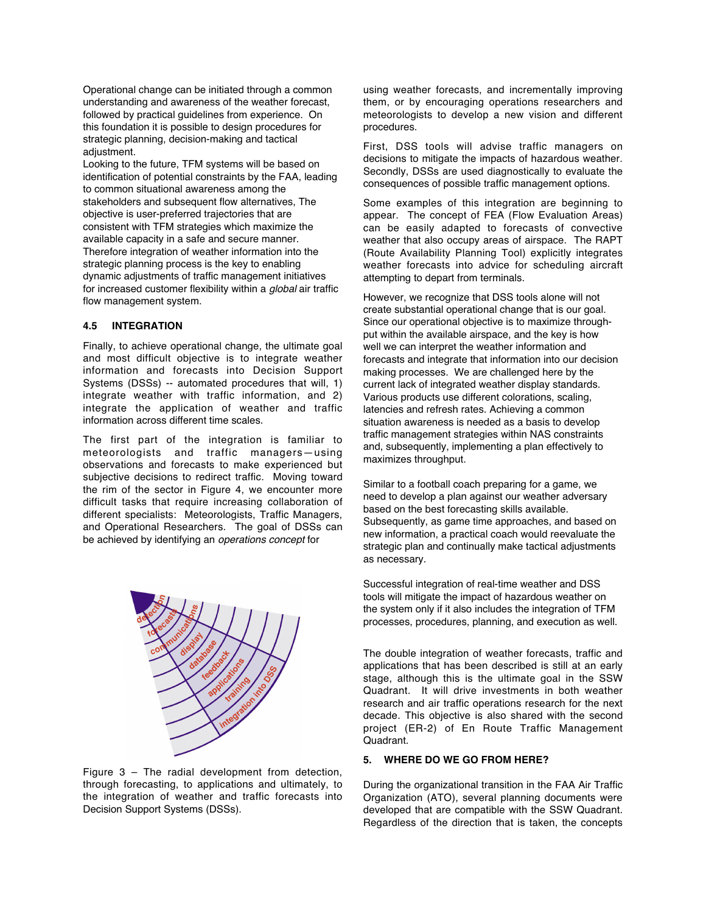Operational change can be initiated through a common understanding and awareness of the weather forecast, followed by practical guidelines from experience. On this foundation it is possible to design procedures for strategic planning, decision-making and tactical adjustment.

Looking to the future, TFM systems will be based on identification of potential constraints by the FAA, leading to common situational awareness among the stakeholders and subsequent flow alternatives, The objective is user-preferred trajectories that are consistent with TFM strategies which maximize the available capacity in a safe and secure manner. Therefore integration of weather information into the strategic planning process is the key to enabling dynamic adjustments of traffic management initiatives for increased customer flexibility within a *global* air traffic flow management system.

### 4.5 INTEGRATION

Finally, to achieve operational change, the ultimate goal and most difficult objective is to integrate weather information and forecasts into Decision Support Systems (DSSs) -- automated procedures that will, 1) integrate weather with traffic information, and 2) integrate the application of weather and traffic information across different time scales.

The first part of the integration is familiar to meteorologists and traffic managers—using observations and forecasts to make experienced but subjective decisions to redirect traffic. Moving toward the rim of the sector in Figure 4, we encounter more difficult tasks that require increasing collaboration of different specialists: Meteorologists, Traffic Managers, and Operational Researchers. The goal of DSSs can be achieved by identifying an *operations concept* for using weather forecasts, and incrementally improving them, or by encouraging operations researchers and meteorologists to develop a new vision and different procedures.

Figure 3 – The radial development from detection, through forecasting, to applications and ultimately, to the integration of weather and traffic forecasts into Decision Support Systems (DSSs).

First, DSS tools will advise traffic managers on decisions to mitigate the impacts of hazardous weather. Secondly, DSSs are used diagnostically to evaluate the consequences of possible traffic management options.

Some examples of this integration are beginning to appear. The concept of FEA (Flow Evaluation Areas) can be easily adapted to forecasts of convective weather that also occupy areas of airspace. The RAPT (Route Availability Planning Tool) explicitly integrates weather forecasts into advice for scheduling aircraft attempting to depart from terminals.

However, we recognize that DSS tools alone will not create substantial operational change that is our goal. Since our operational objective is to maximize through-put within the available airspace, and the key is how well we can interpret the weather information and forecasts and integrate that information into our decision making processes. We are challenged here by the current lack of integrated weather display standards. Various products use different colorations, scaling, latencies and refresh rates. Achieving a common situation awareness is needed as a basis to develop traffic management strategies within NAS constraints and, subsequently, implementing a plan effectively to maximizes throughput.

Similar to a football coach preparing for a game, we need to develop a plan against our weather adversary based on the best forecasting skills available. Subsequently, as game time approaches, and based on new information, a practical coach would reevaluate the strategic plan and continually make tactical adjustments as necessary.

Successful integration of real-time weather and DSS tools will mitigate the impact of hazardous weather on the system only if it also includes the integration of TFM processes, procedures, planning, and execution as well.

The double integration of weather forecasts, traffic and applications that has been described is still at an early stage, although this is the ultimate goal in the SSW Quadrant. It will drive investments in both weather research and air traffic operations research for the next decade. This objective is also shared with the second project (ER-2) of En Route Traffic Management Quadrant.

## 5. WHERE DO WE GO FROM HERE?

During the organizational transition in the FAA Air Traffic Organization (ATO), several planning documents were developed that are compatible with the SSW Quadrant. Regardless of the direction that is taken, the concepts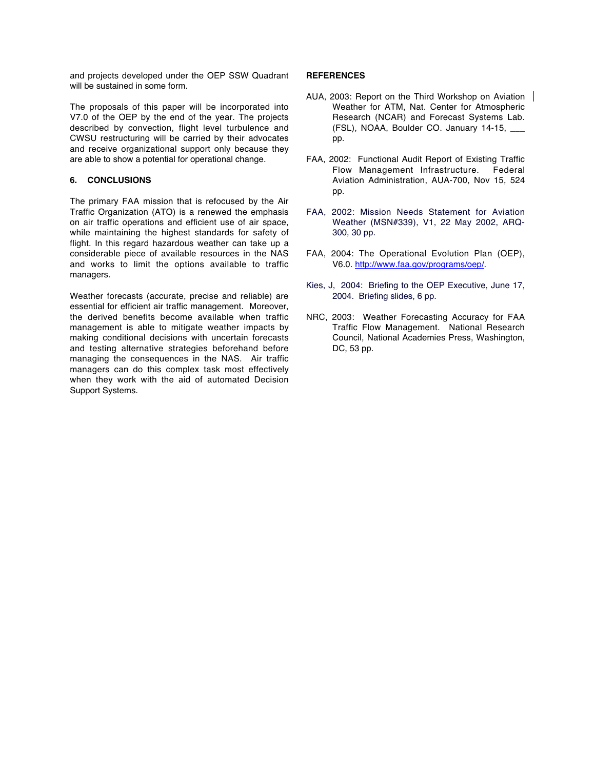and projects developed under the OEP SSW Quadrant will be sustained in some form.

The proposals of this paper will be incorporated into V7.0 of the OEP by the end of the year. The projects described by convection, flight level turbulence and CWSU restructuring will be carried by their advocates and receive organizational support only because they are able to show a potential for operational change.

## 6. CONCLUSIONS

The primary FAA mission that is refocused by the Air Traffic Organization (ATO) is a renewed the emphasis on air traffic operations and efficient use of air space, while maintaining the highest standards for safety of flight. In this regard hazardous weather can take up a considerable piece of available resources in the NAS and works to limit the options available to traffic managers.

Weather forecasts (accurate, precise and reliable) are essential for efficient air traffic management. Moreover, the derived benefits become available when traffic management is able to mitigate weather impacts by making conditional decisions with uncertain forecasts and testing alternative strategies beforehand before managing the consequences in the NAS. Air traffic managers can do this complex task most effectively when they work with the aid of automated Decision Support Systems.

## REFERENCES

AUA, 2003: Report on the Third Workshop on Aviation Weather for ATM, Nat. Center for Atmospheric Research (NCAR) and Forecast Systems Lab. (FSL), NOAA, Boulder CO. January 14-15, ___ pp.

FAA, 2002: Functional Audit Report of Existing Traffic Flow Management Infrastructure. Federal Aviation Administration, AUA-700, Nov 15, 524 pp.

FAA, 2002: Mission Needs Statement for Aviation Weather (MSN#339), V1, 22 May 2002, ARQ-300, 30 pp.

FAA, 2004: The Operational Evolution Plan (OEP), V6.0. http://www.faa.gov/programs/oep/.

Kies, J, 2004: Briefing to the OEP Executive, June 17, 2004. Briefing slides, 6 pp.

NRC, 2003: Weather Forecasting Accuracy for FAA Traffic Flow Management. National Research Council, National Academies Press, Washington, DC, 53 pp.